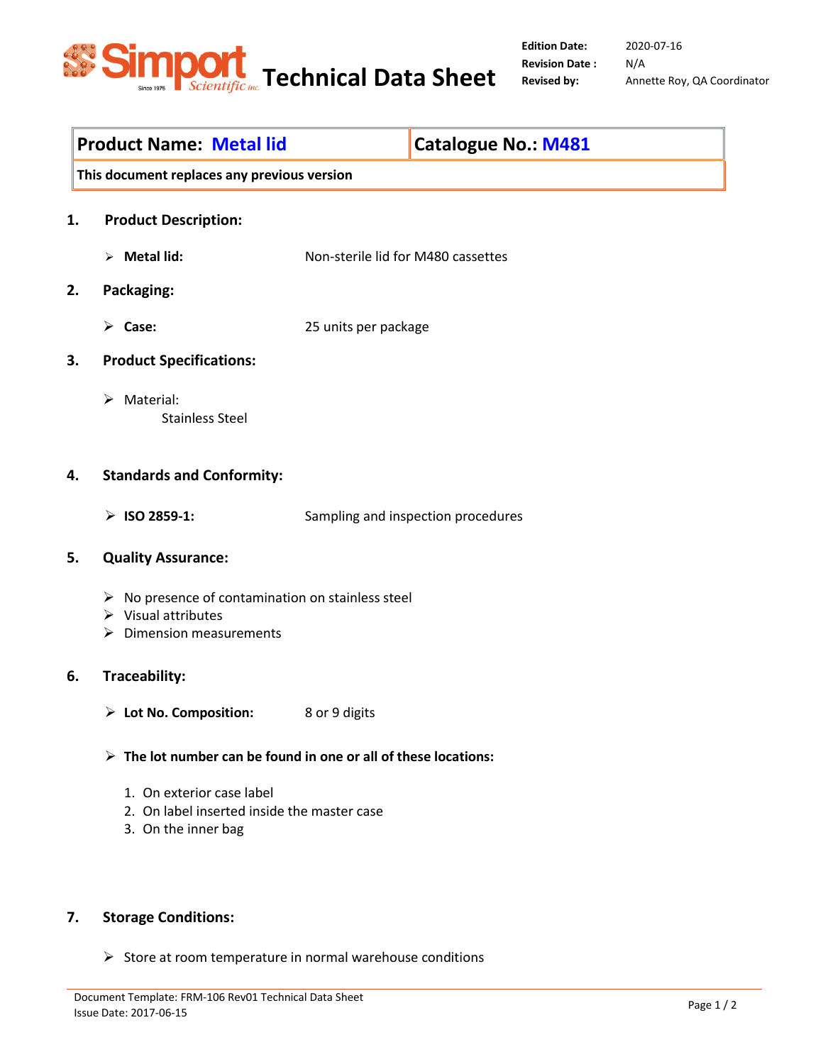# Technical Data Sheet

**Edition Date:** 2020-07-16
**Revision Date :** N/A
**Revised by:** Annette Roy, QA Coordinator

| Product Name: Metal lid | Catalogue No.: M481 |
|---|---|
| This document replaces any previous version | |

## 1. Product Description:

- **Metal lid:** Non-sterile lid for M480 cassettes

## 2. Packaging:

- **Case:** 25 units per package

## 3. Product Specifications:

- Material:
  Stainless Steel

## 4. Standards and Conformity:

- **ISO 2859-1:** Sampling and inspection procedures

## 5. Quality Assurance:

- No presence of contamination on stainless steel
- Visual attributes
- Dimension measurements

## 6. Traceability:

- **Lot No. Composition:** 8 or 9 digits

- **The lot number can be found in one or all of these locations:**

  1. On exterior case label
  2. On label inserted inside the master case
  3. On the inner bag

## 7. Storage Conditions:

- Store at room temperature in normal warehouse conditions

Document Template: FRM-106 Rev01 Technical Data Sheet
Issue Date: 2017-06-15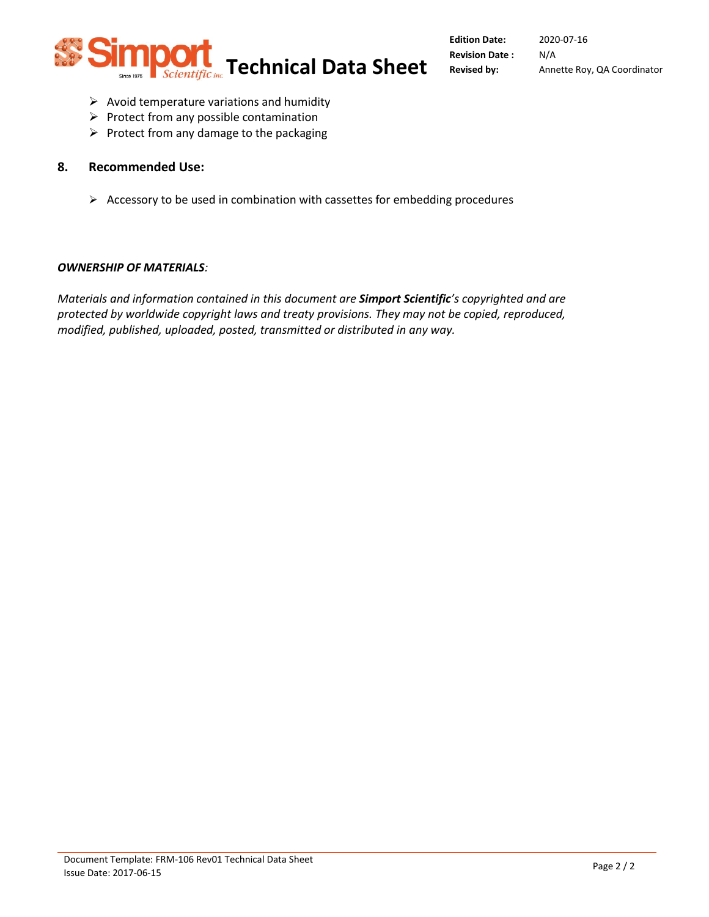- Avoid temperature variations and humidity
- Protect from any possible contamination
- Protect from any damage to the packaging

## 8. Recommended Use:

- Accessory to be used in combination with cassettes for embedding procedures

***OWNERSHIP OF MATERIALS****:*

*Materials and information contained in this document are* ***Simport Scientific****'s copyrighted and are protected by worldwide copyright laws and treaty provisions. They may not be copied, reproduced, modified, published, uploaded, posted, transmitted or distributed in any way.*